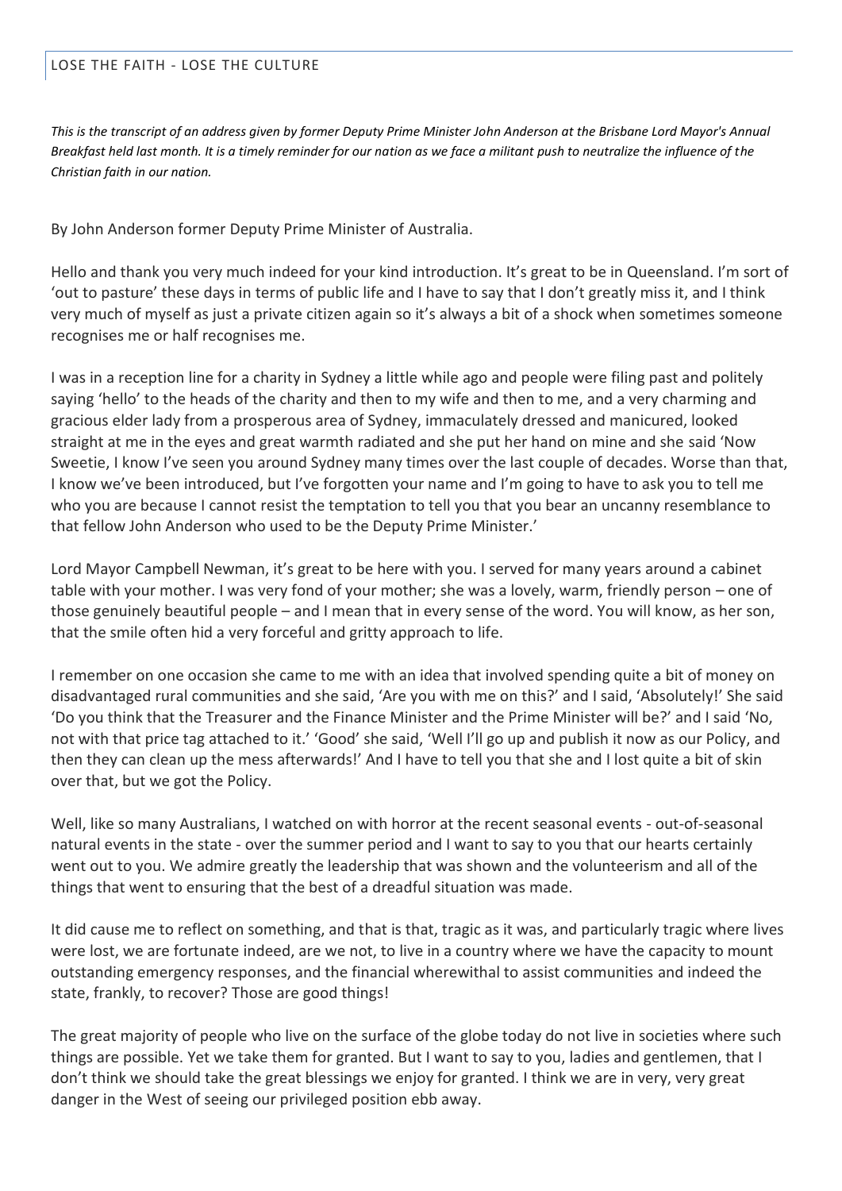# LOSE THE FAITH - LOSE THE CULTURE

*This is the transcript of an address given by former Deputy Prime Minister John Anderson at the Brisbane Lord Mayor's Annual Breakfast held last month. It is a timely reminder for our nation as we face a militant push to neutralize the influence of the Christian faith in our nation.*

By John Anderson former Deputy Prime Minister of Australia.

Hello and thank you very much indeed for your kind introduction. It's great to be in Queensland. I'm sort of 'out to pasture' these days in terms of public life and I have to say that I don't greatly miss it, and I think very much of myself as just a private citizen again so it's always a bit of a shock when sometimes someone recognises me or half recognises me.

I was in a reception line for a charity in Sydney a little while ago and people were filing past and politely saying 'hello' to the heads of the charity and then to my wife and then to me, and a very charming and gracious elder lady from a prosperous area of Sydney, immaculately dressed and manicured, looked straight at me in the eyes and great warmth radiated and she put her hand on mine and she said 'Now Sweetie, I know I've seen you around Sydney many times over the last couple of decades. Worse than that, I know we've been introduced, but I've forgotten your name and I'm going to have to ask you to tell me who you are because I cannot resist the temptation to tell you that you bear an uncanny resemblance to that fellow John Anderson who used to be the Deputy Prime Minister.'

Lord Mayor Campbell Newman, it's great to be here with you. I served for many years around a cabinet table with your mother. I was very fond of your mother; she was a lovely, warm, friendly person – one of those genuinely beautiful people – and I mean that in every sense of the word. You will know, as her son, that the smile often hid a very forceful and gritty approach to life.

I remember on one occasion she came to me with an idea that involved spending quite a bit of money on disadvantaged rural communities and she said, 'Are you with me on this?' and I said, 'Absolutely!' She said 'Do you think that the Treasurer and the Finance Minister and the Prime Minister will be?' and I said 'No, not with that price tag attached to it.' 'Good' she said, 'Well I'll go up and publish it now as our Policy, and then they can clean up the mess afterwards!' And I have to tell you that she and I lost quite a bit of skin over that, but we got the Policy.

Well, like so many Australians, I watched on with horror at the recent seasonal events - out-of-seasonal natural events in the state - over the summer period and I want to say to you that our hearts certainly went out to you. We admire greatly the leadership that was shown and the volunteerism and all of the things that went to ensuring that the best of a dreadful situation was made.

It did cause me to reflect on something, and that is that, tragic as it was, and particularly tragic where lives were lost, we are fortunate indeed, are we not, to live in a country where we have the capacity to mount outstanding emergency responses, and the financial wherewithal to assist communities and indeed the state, frankly, to recover? Those are good things!

The great majority of people who live on the surface of the globe today do not live in societies where such things are possible. Yet we take them for granted. But I want to say to you, ladies and gentlemen, that I don't think we should take the great blessings we enjoy for granted. I think we are in very, very great danger in the West of seeing our privileged position ebb away.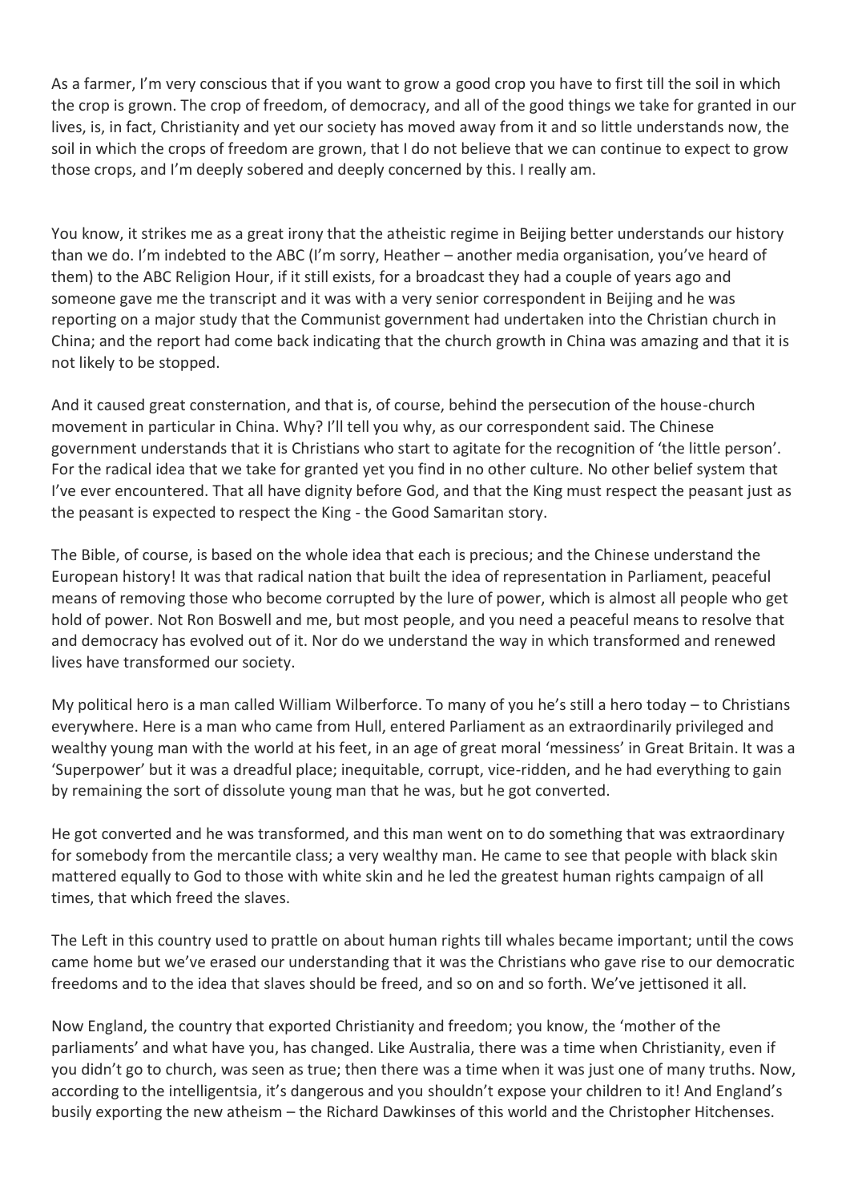As a farmer, I'm very conscious that if you want to grow a good crop you have to first till the soil in which the crop is grown. The crop of freedom, of democracy, and all of the good things we take for granted in our lives, is, in fact, Christianity and yet our society has moved away from it and so little understands now, the soil in which the crops of freedom are grown, that I do not believe that we can continue to expect to grow those crops, and I'm deeply sobered and deeply concerned by this. I really am.

You know, it strikes me as a great irony that the atheistic regime in Beijing better understands our history than we do. I'm indebted to the ABC (I'm sorry, Heather – another media organisation, you've heard of them) to the ABC Religion Hour, if it still exists, for a broadcast they had a couple of years ago and someone gave me the transcript and it was with a very senior correspondent in Beijing and he was reporting on a major study that the Communist government had undertaken into the Christian church in China; and the report had come back indicating that the church growth in China was amazing and that it is not likely to be stopped.

And it caused great consternation, and that is, of course, behind the persecution of the house-church movement in particular in China. Why? I'll tell you why, as our correspondent said. The Chinese government understands that it is Christians who start to agitate for the recognition of 'the little person'. For the radical idea that we take for granted yet you find in no other culture. No other belief system that I've ever encountered. That all have dignity before God, and that the King must respect the peasant just as the peasant is expected to respect the King - the Good Samaritan story.

The Bible, of course, is based on the whole idea that each is precious; and the Chinese understand the European history! It was that radical nation that built the idea of representation in Parliament, peaceful means of removing those who become corrupted by the lure of power, which is almost all people who get hold of power. Not Ron Boswell and me, but most people, and you need a peaceful means to resolve that and democracy has evolved out of it. Nor do we understand the way in which transformed and renewed lives have transformed our society.

My political hero is a man called William Wilberforce. To many of you he's still a hero today – to Christians everywhere. Here is a man who came from Hull, entered Parliament as an extraordinarily privileged and wealthy young man with the world at his feet, in an age of great moral 'messiness' in Great Britain. It was a 'Superpower' but it was a dreadful place; inequitable, corrupt, vice-ridden, and he had everything to gain by remaining the sort of dissolute young man that he was, but he got converted.

He got converted and he was transformed, and this man went on to do something that was extraordinary for somebody from the mercantile class; a very wealthy man. He came to see that people with black skin mattered equally to God to those with white skin and he led the greatest human rights campaign of all times, that which freed the slaves.

The Left in this country used to prattle on about human rights till whales became important; until the cows came home but we've erased our understanding that it was the Christians who gave rise to our democratic freedoms and to the idea that slaves should be freed, and so on and so forth. We've jettisoned it all.

Now England, the country that exported Christianity and freedom; you know, the 'mother of the parliaments' and what have you, has changed. Like Australia, there was a time when Christianity, even if you didn't go to church, was seen as true; then there was a time when it was just one of many truths. Now, according to the intelligentsia, it's dangerous and you shouldn't expose your children to it! And England's busily exporting the new atheism – the Richard Dawkinses of this world and the Christopher Hitchenses.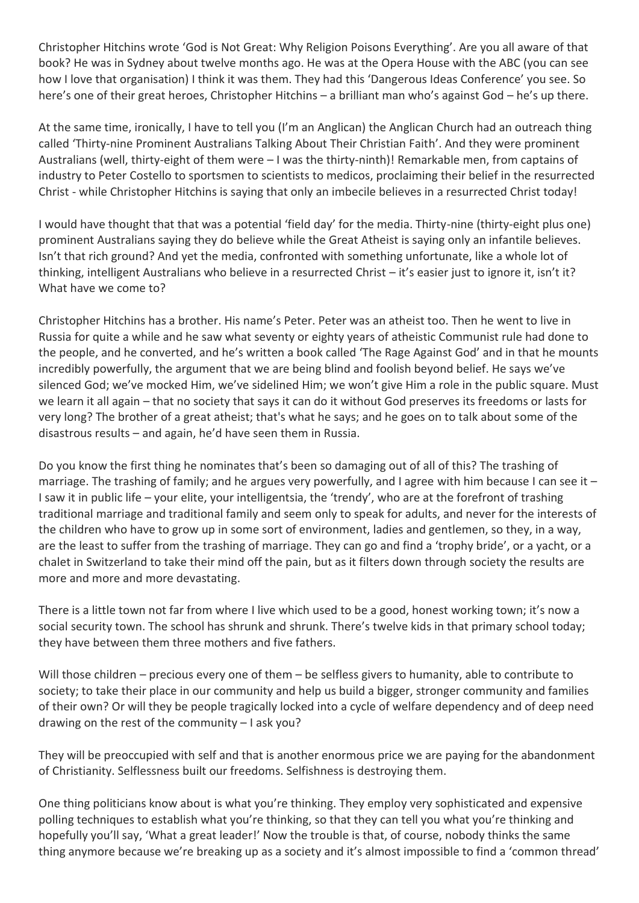Christopher Hitchins wrote 'God is Not Great: Why Religion Poisons Everything'. Are you all aware of that book? He was in Sydney about twelve months ago. He was at the Opera House with the ABC (you can see how I love that organisation) I think it was them. They had this 'Dangerous Ideas Conference' you see. So here's one of their great heroes, Christopher Hitchins – a brilliant man who's against God – he's up there.

At the same time, ironically, I have to tell you (I'm an Anglican) the Anglican Church had an outreach thing called 'Thirty-nine Prominent Australians Talking About Their Christian Faith'. And they were prominent Australians (well, thirty-eight of them were – I was the thirty-ninth)! Remarkable men, from captains of industry to Peter Costello to sportsmen to scientists to medicos, proclaiming their belief in the resurrected Christ - while Christopher Hitchins is saying that only an imbecile believes in a resurrected Christ today!

I would have thought that that was a potential 'field day' for the media. Thirty-nine (thirty-eight plus one) prominent Australians saying they do believe while the Great Atheist is saying only an infantile believes. Isn't that rich ground? And yet the media, confronted with something unfortunate, like a whole lot of thinking, intelligent Australians who believe in a resurrected Christ – it's easier just to ignore it, isn't it? What have we come to?

Christopher Hitchins has a brother. His name's Peter. Peter was an atheist too. Then he went to live in Russia for quite a while and he saw what seventy or eighty years of atheistic Communist rule had done to the people, and he converted, and he's written a book called 'The Rage Against God' and in that he mounts incredibly powerfully, the argument that we are being blind and foolish beyond belief. He says we've silenced God; we've mocked Him, we've sidelined Him; we won't give Him a role in the public square. Must we learn it all again – that no society that says it can do it without God preserves its freedoms or lasts for very long? The brother of a great atheist; that's what he says; and he goes on to talk about some of the disastrous results – and again, he'd have seen them in Russia.

Do you know the first thing he nominates that's been so damaging out of all of this? The trashing of marriage. The trashing of family; and he argues very powerfully, and I agree with him because I can see it – I saw it in public life – your elite, your intelligentsia, the 'trendy', who are at the forefront of trashing traditional marriage and traditional family and seem only to speak for adults, and never for the interests of the children who have to grow up in some sort of environment, ladies and gentlemen, so they, in a way, are the least to suffer from the trashing of marriage. They can go and find a 'trophy bride', or a yacht, or a chalet in Switzerland to take their mind off the pain, but as it filters down through society the results are more and more and more devastating.

There is a little town not far from where I live which used to be a good, honest working town; it's now a social security town. The school has shrunk and shrunk. There's twelve kids in that primary school today; they have between them three mothers and five fathers.

Will those children – precious every one of them – be selfless givers to humanity, able to contribute to society; to take their place in our community and help us build a bigger, stronger community and families of their own? Or will they be people tragically locked into a cycle of welfare dependency and of deep need drawing on the rest of the community – I ask you?

They will be preoccupied with self and that is another enormous price we are paying for the abandonment of Christianity. Selflessness built our freedoms. Selfishness is destroying them.

One thing politicians know about is what you're thinking. They employ very sophisticated and expensive polling techniques to establish what you're thinking, so that they can tell you what you're thinking and hopefully you'll say, 'What a great leader!' Now the trouble is that, of course, nobody thinks the same thing anymore because we're breaking up as a society and it's almost impossible to find a 'common thread'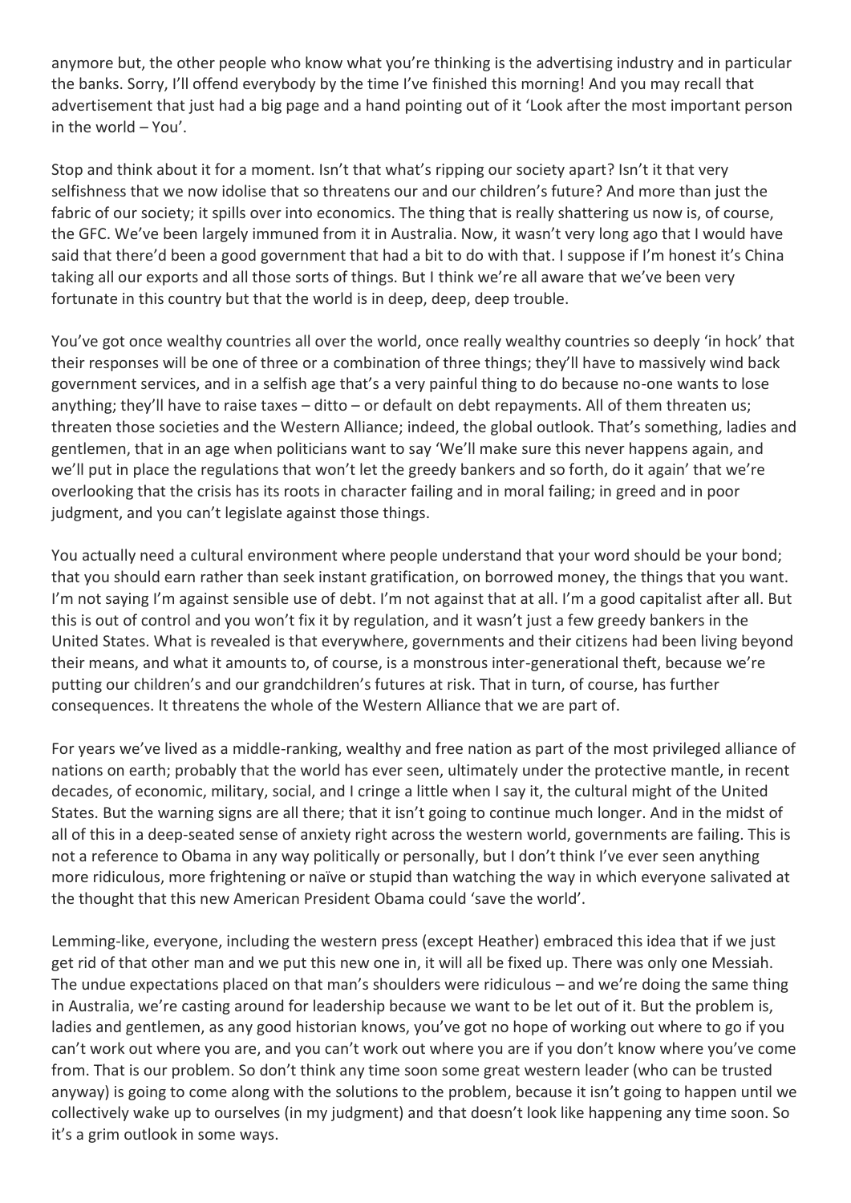anymore but, the other people who know what you're thinking is the advertising industry and in particular the banks. Sorry, I'll offend everybody by the time I've finished this morning! And you may recall that advertisement that just had a big page and a hand pointing out of it 'Look after the most important person in the world – You'.

Stop and think about it for a moment. Isn't that what's ripping our society apart? Isn't it that very selfishness that we now idolise that so threatens our and our children's future? And more than just the fabric of our society; it spills over into economics. The thing that is really shattering us now is, of course, the GFC. We've been largely immuned from it in Australia. Now, it wasn't very long ago that I would have said that there'd been a good government that had a bit to do with that. I suppose if I'm honest it's China taking all our exports and all those sorts of things. But I think we're all aware that we've been very fortunate in this country but that the world is in deep, deep, deep trouble.

You've got once wealthy countries all over the world, once really wealthy countries so deeply 'in hock' that their responses will be one of three or a combination of three things; they'll have to massively wind back government services, and in a selfish age that's a very painful thing to do because no-one wants to lose anything; they'll have to raise taxes – ditto – or default on debt repayments. All of them threaten us; threaten those societies and the Western Alliance; indeed, the global outlook. That's something, ladies and gentlemen, that in an age when politicians want to say 'We'll make sure this never happens again, and we'll put in place the regulations that won't let the greedy bankers and so forth, do it again' that we're overlooking that the crisis has its roots in character failing and in moral failing; in greed and in poor judgment, and you can't legislate against those things.

You actually need a cultural environment where people understand that your word should be your bond; that you should earn rather than seek instant gratification, on borrowed money, the things that you want. I'm not saying I'm against sensible use of debt. I'm not against that at all. I'm a good capitalist after all. But this is out of control and you won't fix it by regulation, and it wasn't just a few greedy bankers in the United States. What is revealed is that everywhere, governments and their citizens had been living beyond their means, and what it amounts to, of course, is a monstrous inter-generational theft, because we're putting our children's and our grandchildren's futures at risk. That in turn, of course, has further consequences. It threatens the whole of the Western Alliance that we are part of.

For years we've lived as a middle-ranking, wealthy and free nation as part of the most privileged alliance of nations on earth; probably that the world has ever seen, ultimately under the protective mantle, in recent decades, of economic, military, social, and I cringe a little when I say it, the cultural might of the United States. But the warning signs are all there; that it isn't going to continue much longer. And in the midst of all of this in a deep-seated sense of anxiety right across the western world, governments are failing. This is not a reference to Obama in any way politically or personally, but I don't think I've ever seen anything more ridiculous, more frightening or naïve or stupid than watching the way in which everyone salivated at the thought that this new American President Obama could 'save the world'.

Lemming-like, everyone, including the western press (except Heather) embraced this idea that if we just get rid of that other man and we put this new one in, it will all be fixed up. There was only one Messiah. The undue expectations placed on that man's shoulders were ridiculous – and we're doing the same thing in Australia, we're casting around for leadership because we want to be let out of it. But the problem is, ladies and gentlemen, as any good historian knows, you've got no hope of working out where to go if you can't work out where you are, and you can't work out where you are if you don't know where you've come from. That is our problem. So don't think any time soon some great western leader (who can be trusted anyway) is going to come along with the solutions to the problem, because it isn't going to happen until we collectively wake up to ourselves (in my judgment) and that doesn't look like happening any time soon. So it's a grim outlook in some ways.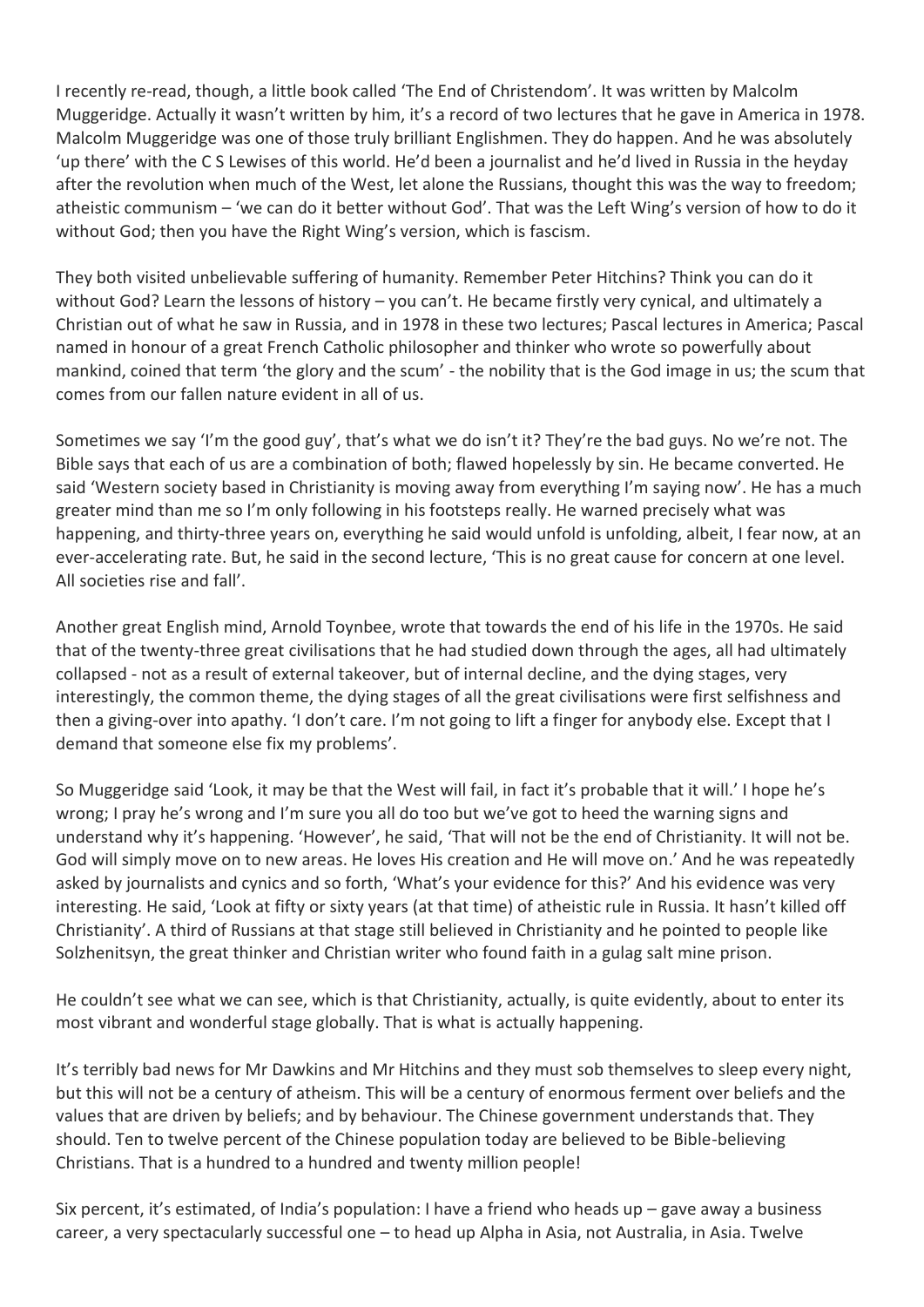I recently re-read, though, a little book called 'The End of Christendom'. It was written by Malcolm Muggeridge. Actually it wasn't written by him, it's a record of two lectures that he gave in America in 1978. Malcolm Muggeridge was one of those truly brilliant Englishmen. They do happen. And he was absolutely 'up there' with the C S Lewises of this world. He'd been a journalist and he'd lived in Russia in the heyday after the revolution when much of the West, let alone the Russians, thought this was the way to freedom; atheistic communism – 'we can do it better without God'. That was the Left Wing's version of how to do it without God; then you have the Right Wing's version, which is fascism.

They both visited unbelievable suffering of humanity. Remember Peter Hitchins? Think you can do it without God? Learn the lessons of history – you can't. He became firstly very cynical, and ultimately a Christian out of what he saw in Russia, and in 1978 in these two lectures; Pascal lectures in America; Pascal named in honour of a great French Catholic philosopher and thinker who wrote so powerfully about mankind, coined that term 'the glory and the scum' - the nobility that is the God image in us; the scum that comes from our fallen nature evident in all of us.

Sometimes we say 'I'm the good guy', that's what we do isn't it? They're the bad guys. No we're not. The Bible says that each of us are a combination of both; flawed hopelessly by sin. He became converted. He said 'Western society based in Christianity is moving away from everything I'm saying now'. He has a much greater mind than me so I'm only following in his footsteps really. He warned precisely what was happening, and thirty-three years on, everything he said would unfold is unfolding, albeit, I fear now, at an ever-accelerating rate. But, he said in the second lecture, 'This is no great cause for concern at one level. All societies rise and fall'.

Another great English mind, Arnold Toynbee, wrote that towards the end of his life in the 1970s. He said that of the twenty-three great civilisations that he had studied down through the ages, all had ultimately collapsed - not as a result of external takeover, but of internal decline, and the dying stages, very interestingly, the common theme, the dying stages of all the great civilisations were first selfishness and then a giving-over into apathy. 'I don't care. I'm not going to lift a finger for anybody else. Except that I demand that someone else fix my problems'.

So Muggeridge said 'Look, it may be that the West will fail, in fact it's probable that it will.' I hope he's wrong; I pray he's wrong and I'm sure you all do too but we've got to heed the warning signs and understand why it's happening. 'However', he said, 'That will not be the end of Christianity. It will not be. God will simply move on to new areas. He loves His creation and He will move on.' And he was repeatedly asked by journalists and cynics and so forth, 'What's your evidence for this?' And his evidence was very interesting. He said, 'Look at fifty or sixty years (at that time) of atheistic rule in Russia. It hasn't killed off Christianity'. A third of Russians at that stage still believed in Christianity and he pointed to people like Solzhenitsyn, the great thinker and Christian writer who found faith in a gulag salt mine prison.

He couldn't see what we can see, which is that Christianity, actually, is quite evidently, about to enter its most vibrant and wonderful stage globally. That is what is actually happening.

It's terribly bad news for Mr Dawkins and Mr Hitchins and they must sob themselves to sleep every night, but this will not be a century of atheism. This will be a century of enormous ferment over beliefs and the values that are driven by beliefs; and by behaviour. The Chinese government understands that. They should. Ten to twelve percent of the Chinese population today are believed to be Bible-believing Christians. That is a hundred to a hundred and twenty million people!

Six percent, it's estimated, of India's population: I have a friend who heads up – gave away a business career, a very spectacularly successful one – to head up Alpha in Asia, not Australia, in Asia. Twelve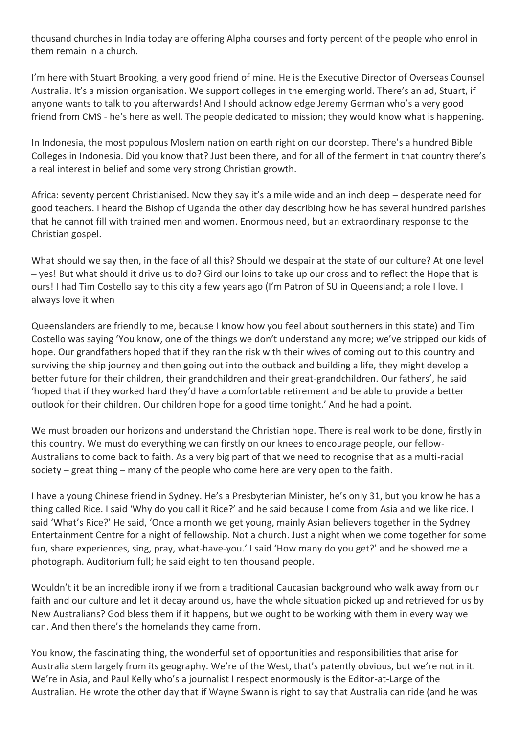thousand churches in India today are offering Alpha courses and forty percent of the people who enrol in them remain in a church.

I'm here with Stuart Brooking, a very good friend of mine. He is the Executive Director of Overseas Counsel Australia. It's a mission organisation. We support colleges in the emerging world. There's an ad, Stuart, if anyone wants to talk to you afterwards! And I should acknowledge Jeremy German who's a very good friend from CMS - he's here as well. The people dedicated to mission; they would know what is happening.

In Indonesia, the most populous Moslem nation on earth right on our doorstep. There's a hundred Bible Colleges in Indonesia. Did you know that? Just been there, and for all of the ferment in that country there's a real interest in belief and some very strong Christian growth.

Africa: seventy percent Christianised. Now they say it's a mile wide and an inch deep – desperate need for good teachers. I heard the Bishop of Uganda the other day describing how he has several hundred parishes that he cannot fill with trained men and women. Enormous need, but an extraordinary response to the Christian gospel.

What should we say then, in the face of all this? Should we despair at the state of our culture? At one level – yes! But what should it drive us to do? Gird our loins to take up our cross and to reflect the Hope that is ours! I had Tim Costello say to this city a few years ago (I'm Patron of SU in Queensland; a role I love. I always love it when Queenslanders are friendly to me, because I know how you feel about southerners in this state) and Tim Costello was saying 'You know, one of the things we don't understand any more; we've stripped our kids of hope. Our grandfathers hoped that if they ran the risk with their wives of coming out to this country and surviving the ship journey and then going out into the outback and building a life, they might develop a better future for their children, their grandchildren and their great-grandchildren. Our fathers', he said 'hoped that if they worked hard they'd have a comfortable retirement and be able to provide a better outlook for their children. Our children hope for a good time tonight.' And he had a point.

We must broaden our horizons and understand the Christian hope. There is real work to be done, firstly in this country. We must do everything we can firstly on our knees to encourage people, our fellow-Australians to come back to faith. As a very big part of that we need to recognise that as a multi-racial society – great thing – many of the people who come here are very open to the faith.

I have a young Chinese friend in Sydney. He's a Presbyterian Minister, he's only 31, but you know he has a thing called Rice. I said 'Why do you call it Rice?' and he said because I come from Asia and we like rice. I said 'What's Rice?' He said, 'Once a month we get young, mainly Asian believers together in the Sydney Entertainment Centre for a night of fellowship. Not a church. Just a night when we come together for some fun, share experiences, sing, pray, what-have-you.' I said 'How many do you get?' and he showed me a photograph. Auditorium full; he said eight to ten thousand people.

Wouldn't it be an incredible irony if we from a traditional Caucasian background who walk away from our faith and our culture and let it decay around us, have the whole situation picked up and retrieved for us by New Australians? God bless them if it happens, but we ought to be working with them in every way we can. And then there's the homelands they came from.

You know, the fascinating thing, the wonderful set of opportunities and responsibilities that arise for Australia stem largely from its geography. We're of the West, that's patently obvious, but we're not in it. We're in Asia, and Paul Kelly who's a journalist I respect enormously is the Editor-at-Large of the Australian. He wrote the other day that if Wayne Swann is right to say that Australia can ride (and he was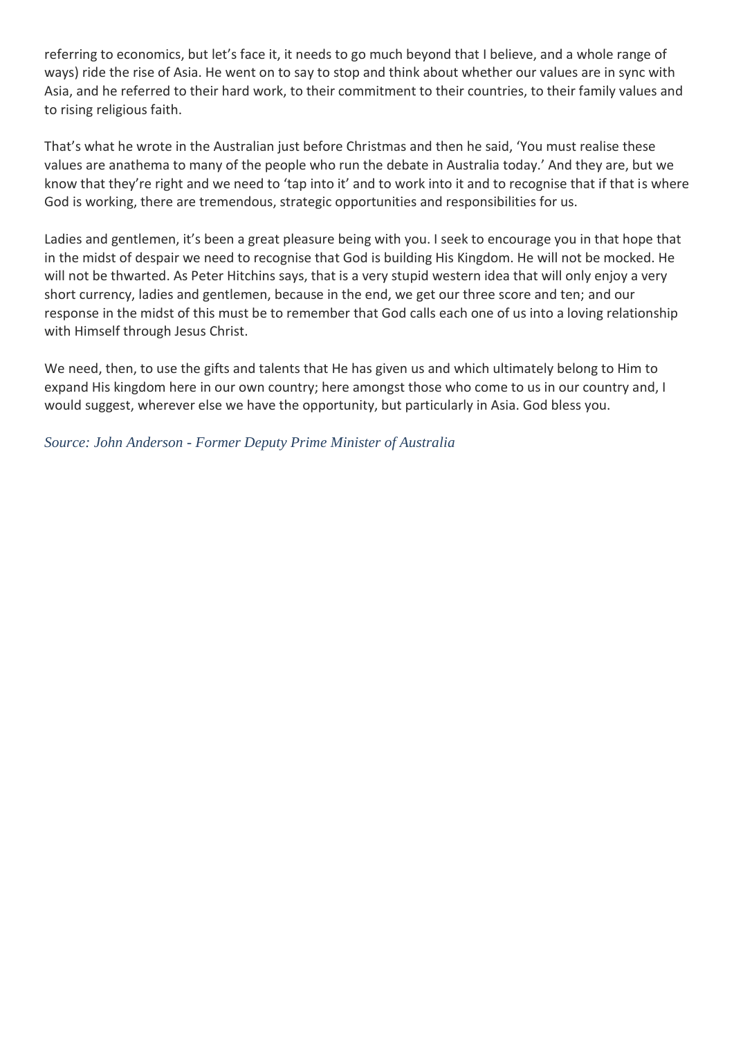referring to economics, but let's face it, it needs to go much beyond that I believe, and a whole range of ways) ride the rise of Asia. He went on to say to stop and think about whether our values are in sync with Asia, and he referred to their hard work, to their commitment to their countries, to their family values and to rising religious faith.

That's what he wrote in the Australian just before Christmas and then he said, 'You must realise these values are anathema to many of the people who run the debate in Australia today.' And they are, but we know that they're right and we need to 'tap into it' and to work into it and to recognise that if that is where God is working, there are tremendous, strategic opportunities and responsibilities for us.

Ladies and gentlemen, it's been a great pleasure being with you. I seek to encourage you in that hope that in the midst of despair we need to recognise that God is building His Kingdom. He will not be mocked. He will not be thwarted. As Peter Hitchins says, that is a very stupid western idea that will only enjoy a very short currency, ladies and gentlemen, because in the end, we get our three score and ten; and our response in the midst of this must be to remember that God calls each one of us into a loving relationship with Himself through Jesus Christ.

We need, then, to use the gifts and talents that He has given us and which ultimately belong to Him to expand His kingdom here in our own country; here amongst those who come to us in our country and, I would suggest, wherever else we have the opportunity, but particularly in Asia. God bless you.

*Source: John Anderson - Former Deputy Prime Minister of Australia*